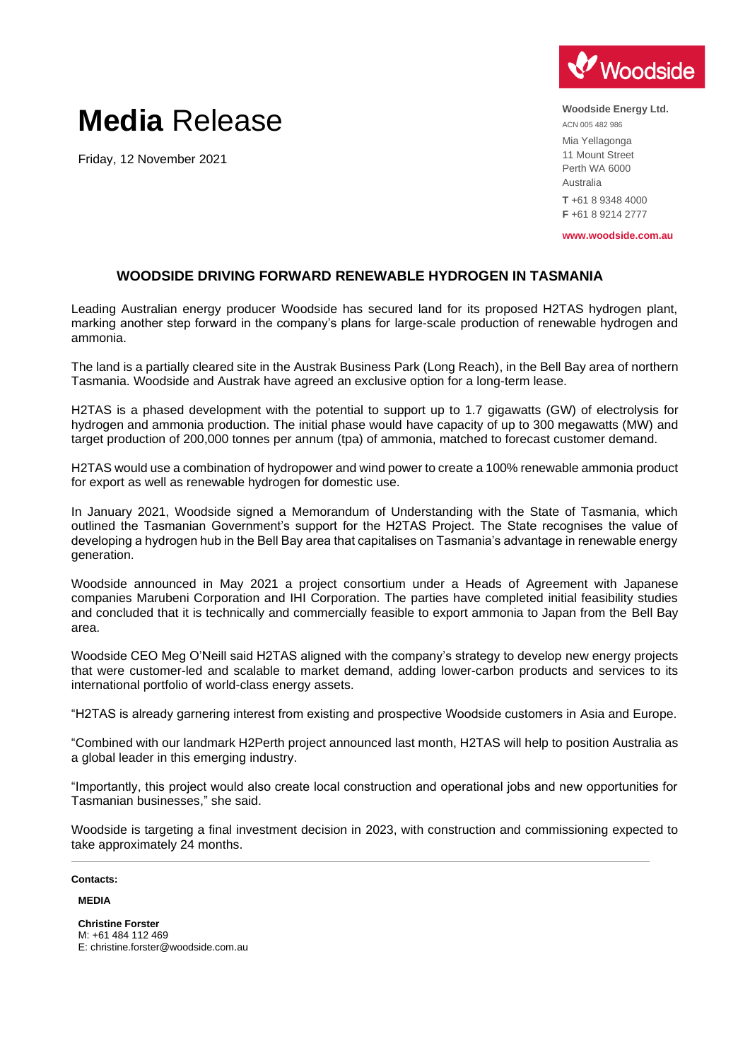# **Media** Release

Friday, 12 November 2021

**Woodside Energy Ltd.**
ACN 005 482 986
Mia Yellagonga
11 Mount Street
Perth WA 6000
Australia
**T** +61 8 9348 4000
**F** +61 8 9214 2777
**www.woodside.com.au**

## WOODSIDE DRIVING FORWARD RENEWABLE HYDROGEN IN TASMANIA

Leading Australian energy producer Woodside has secured land for its proposed H2TAS hydrogen plant, marking another step forward in the company's plans for large-scale production of renewable hydrogen and ammonia.

The land is a partially cleared site in the Austrak Business Park (Long Reach), in the Bell Bay area of northern Tasmania. Woodside and Austrak have agreed an exclusive option for a long-term lease.

H2TAS is a phased development with the potential to support up to 1.7 gigawatts (GW) of electrolysis for hydrogen and ammonia production. The initial phase would have capacity of up to 300 megawatts (MW) and target production of 200,000 tonnes per annum (tpa) of ammonia, matched to forecast customer demand.

H2TAS would use a combination of hydropower and wind power to create a 100% renewable ammonia product for export as well as renewable hydrogen for domestic use.

In January 2021, Woodside signed a Memorandum of Understanding with the State of Tasmania, which outlined the Tasmanian Government's support for the H2TAS Project. The State recognises the value of developing a hydrogen hub in the Bell Bay area that capitalises on Tasmania's advantage in renewable energy generation.

Woodside announced in May 2021 a project consortium under a Heads of Agreement with Japanese companies Marubeni Corporation and IHI Corporation. The parties have completed initial feasibility studies and concluded that it is technically and commercially feasible to export ammonia to Japan from the Bell Bay area.

Woodside CEO Meg O'Neill said H2TAS aligned with the company's strategy to develop new energy projects that were customer-led and scalable to market demand, adding lower-carbon products and services to its international portfolio of world-class energy assets.

"H2TAS is already garnering interest from existing and prospective Woodside customers in Asia and Europe.

"Combined with our landmark H2Perth project announced last month, H2TAS will help to position Australia as a global leader in this emerging industry.

"Importantly, this project would also create local construction and operational jobs and new opportunities for Tasmanian businesses," she said.

Woodside is targeting a final investment decision in 2023, with construction and commissioning expected to take approximately 24 months.

---

**Contacts:**

**MEDIA**

**Christine Forster**
M: +61 484 112 469
E: christine.forster@woodside.com.au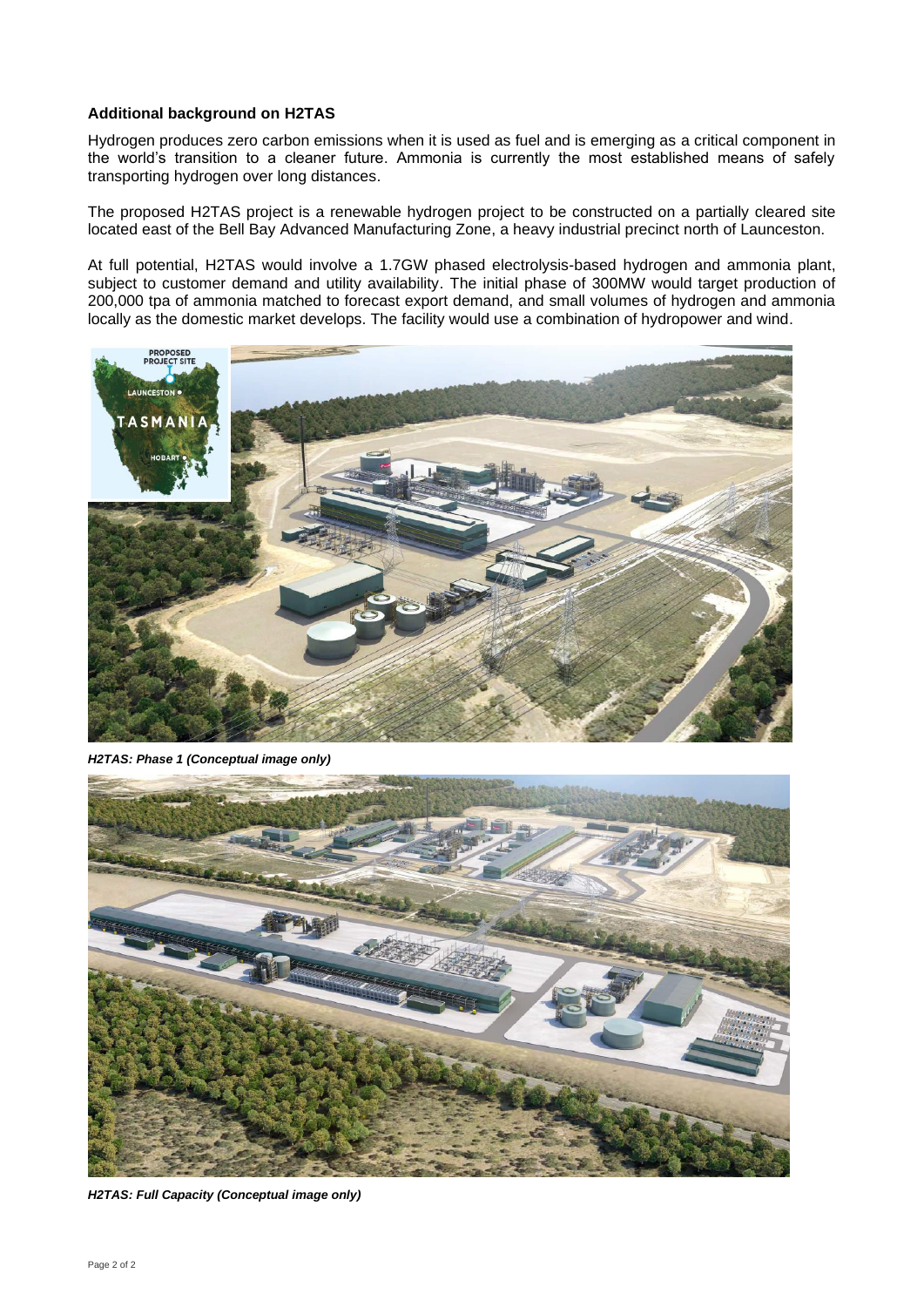**Additional background on H2TAS**

Hydrogen produces zero carbon emissions when it is used as fuel and is emerging as a critical component in the world's transition to a cleaner future. Ammonia is currently the most established means of safely transporting hydrogen over long distances.

The proposed H2TAS project is a renewable hydrogen project to be constructed on a partially cleared site located east of the Bell Bay Advanced Manufacturing Zone, a heavy industrial precinct north of Launceston.

At full potential, H2TAS would involve a 1.7GW phased electrolysis-based hydrogen and ammonia plant, subject to customer demand and utility availability. The initial phase of 300MW would target production of 200,000 tpa of ammonia matched to forecast export demand, and small volumes of hydrogen and ammonia locally as the domestic market develops. The facility would use a combination of hydropower and wind.

PROPOSED PROJECT SITE

LAUNCESTON

TASMANIA

HOBART

***H2TAS: Phase 1 (Conceptual image only)***

***H2TAS: Full Capacity (Conceptual image only)***